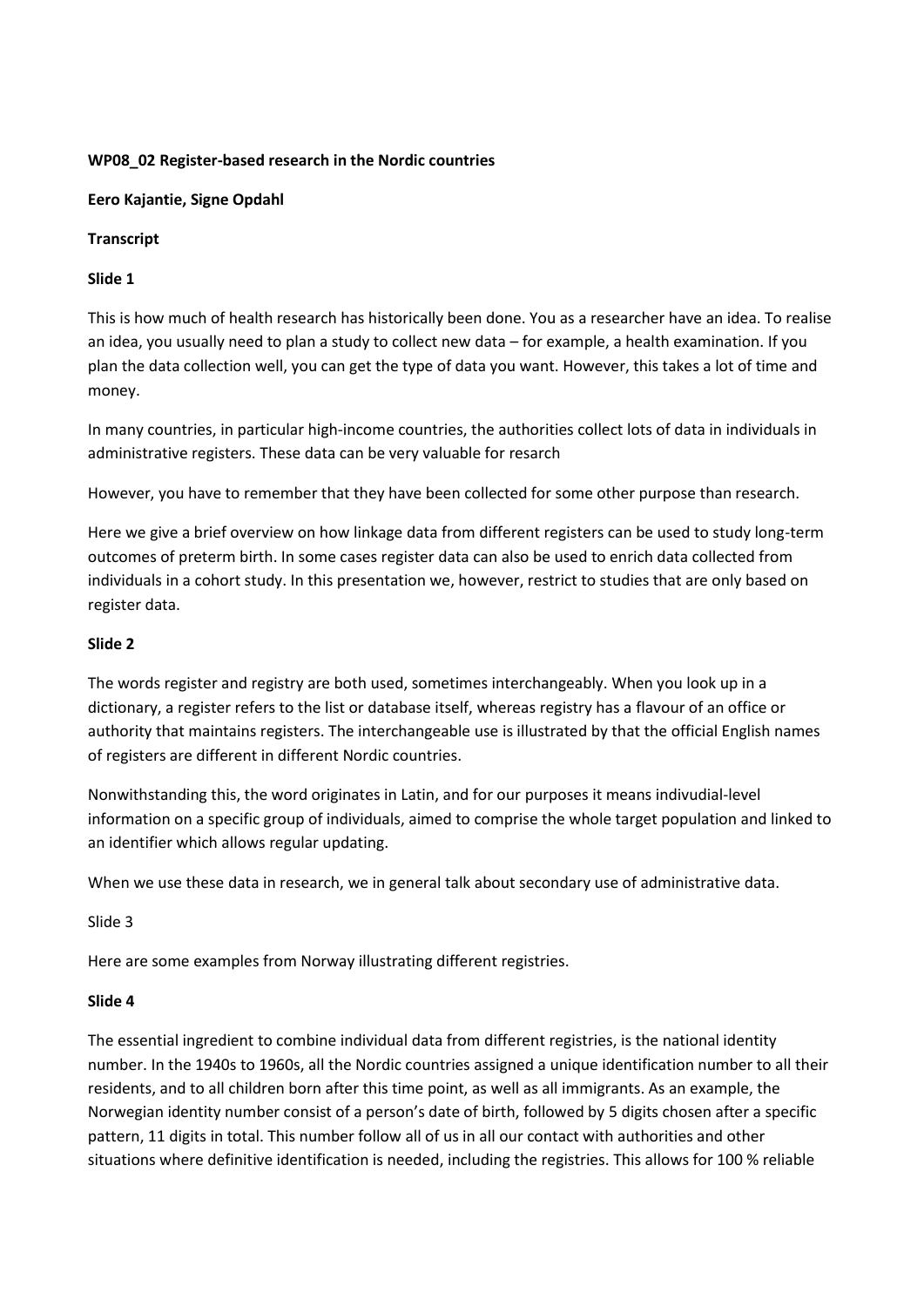**WP08_02 Register-based research in the Nordic countries**

**Eero Kajantie, Signe Opdahl**

**Transcript**

**Slide 1**

This is how much of health research has historically been done. You as a researcher have an idea. To realise an idea, you usually need to plan a study to collect new data – for example, a health examination. If you plan the data collection well, you can get the type of data you want. However, this takes a lot of time and money.

In many countries, in particular high-income countries, the authorities collect lots of data in individuals in administrative registers. These data can be very valuable for resarch

However, you have to remember that they have been collected for some other purpose than research.

Here we give a brief overview on how linkage data from different registers can be used to study long-term outcomes of preterm birth. In some cases register data can also be used to enrich data collected from individuals in a cohort study. In this presentation we, however, restrict to studies that are only based on register data.

**Slide 2**

The words register and registry are both used, sometimes interchangeably. When you look up in a dictionary, a register refers to the list or database itself, whereas registry has a flavour of an office or authority that maintains registers. The interchangeable use is illustrated by that the official English names of registers are different in different Nordic countries.

Nonwithstanding this, the word originates in Latin, and for our purposes it means indivudial-level information on a specific group of individuals, aimed to comprise the whole target population and linked to an identifier which allows regular updating.

When we use these data in research, we in general talk about secondary use of administrative data.

Slide 3

Here are some examples from Norway illustrating different registries.

**Slide 4**

The essential ingredient to combine individual data from different registries, is the national identity number. In the 1940s to 1960s, all the Nordic countries assigned a unique identification number to all their residents, and to all children born after this time point, as well as all immigrants. As an example, the Norwegian identity number consist of a person's date of birth, followed by 5 digits chosen after a specific pattern, 11 digits in total. This number follow all of us in all our contact with authorities and other situations where definitive identification is needed, including the registries. This allows for 100 % reliable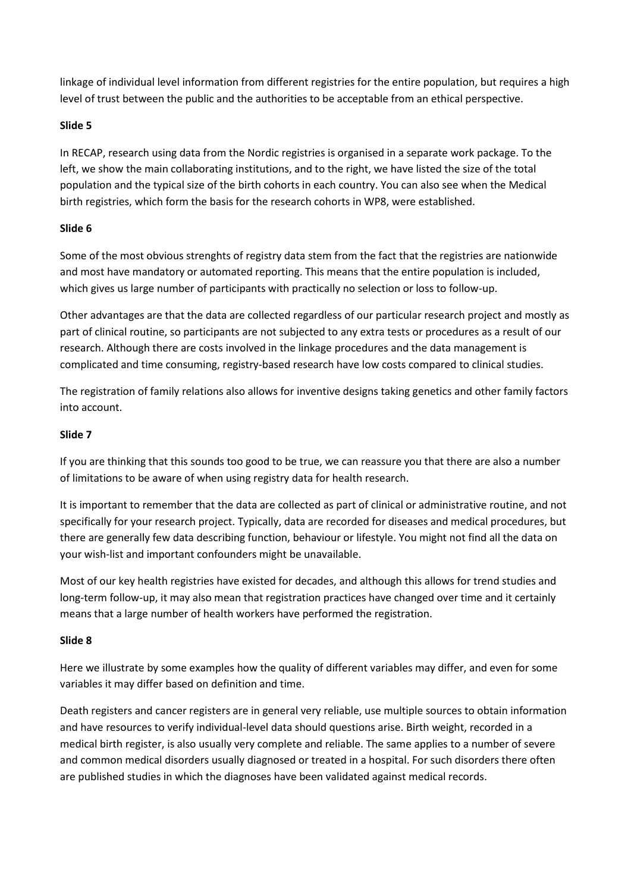linkage of individual level information from different registries for the entire population, but requires a high level of trust between the public and the authorities to be acceptable from an ethical perspective.

**Slide 5**

In RECAP, research using data from the Nordic registries is organised in a separate work package. To the left, we show the main collaborating institutions, and to the right, we have listed the size of the total population and the typical size of the birth cohorts in each country. You can also see when the Medical birth registries, which form the basis for the research cohorts in WP8, were established.

**Slide 6**

Some of the most obvious strenghts of registry data stem from the fact that the registries are nationwide and most have mandatory or automated reporting. This means that the entire population is included, which gives us large number of participants with practically no selection or loss to follow-up.

Other advantages are that the data are collected regardless of our particular research project and mostly as part of clinical routine, so participants are not subjected to any extra tests or procedures as a result of our research. Although there are costs involved in the linkage procedures and the data management is complicated and time consuming, registry-based research have low costs compared to clinical studies.

The registration of family relations also allows for inventive designs taking genetics and other family factors into account.

**Slide 7**

If you are thinking that this sounds too good to be true, we can reassure you that there are also a number of limitations to be aware of when using registry data for health research.

It is important to remember that the data are collected as part of clinical or administrative routine, and not specifically for your research project. Typically, data are recorded for diseases and medical procedures, but there are generally few data describing function, behaviour or lifestyle. You might not find all the data on your wish-list and important confounders might be unavailable.

Most of our key health registries have existed for decades, and although this allows for trend studies and long-term follow-up, it may also mean that registration practices have changed over time and it certainly means that a large number of health workers have performed the registration.

**Slide 8**

Here we illustrate by some examples how the quality of different variables may differ, and even for some variables it may differ based on definition and time.

Death registers and cancer registers are in general very reliable, use multiple sources to obtain information and have resources to verify individual-level data should questions arise. Birth weight, recorded in a medical birth register, is also usually very complete and reliable. The same applies to a number of severe and common medical disorders usually diagnosed or treated in a hospital. For such disorders there often are published studies in which the diagnoses have been validated against medical records.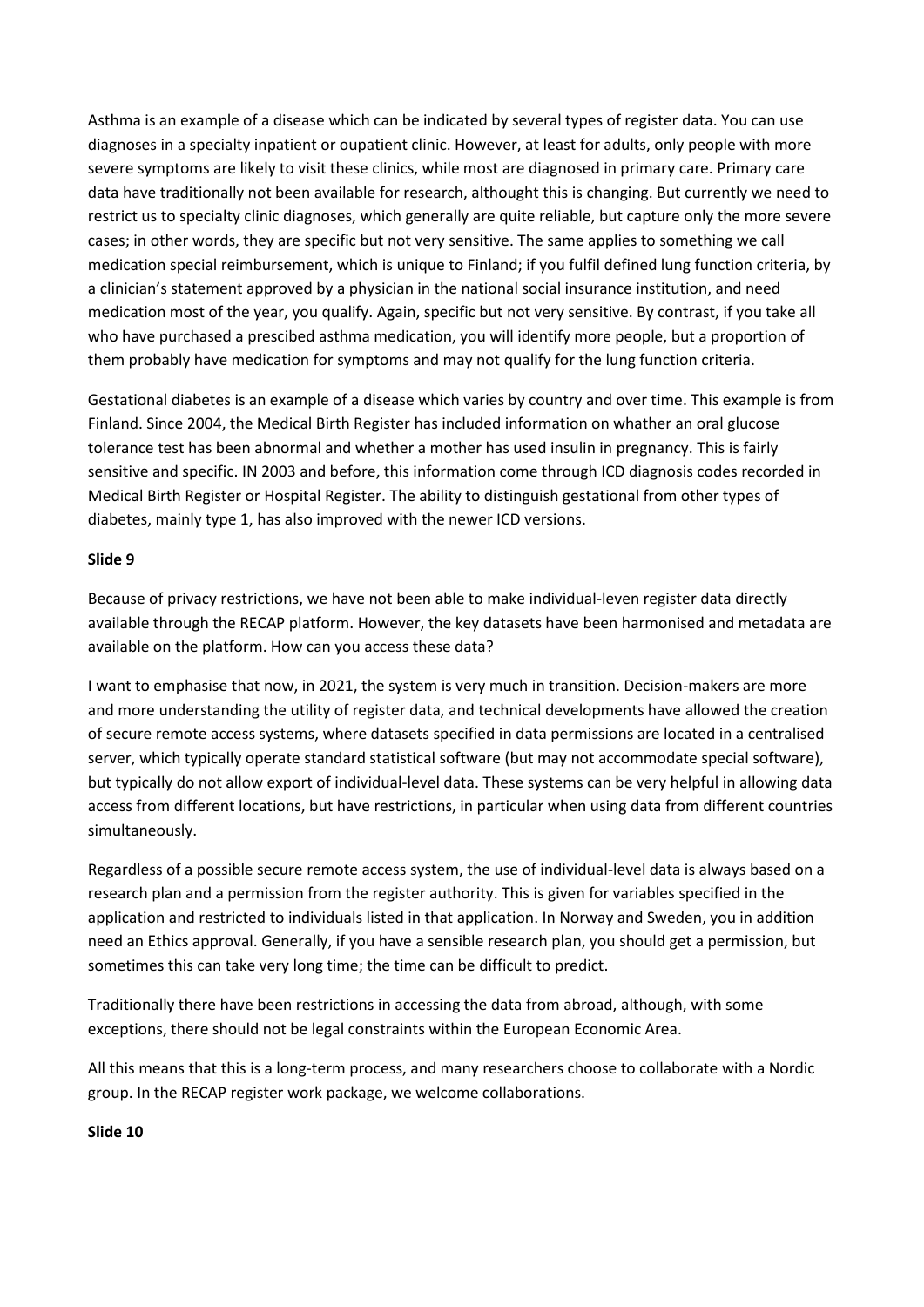Asthma is an example of a disease which can be indicated by several types of register data. You can use diagnoses in a specialty inpatient or oupatient clinic. However, at least for adults, only people with more severe symptoms are likely to visit these clinics, while most are diagnosed in primary care. Primary care data have traditionally not been available for research, althought this is changing. But currently we need to restrict us to specialty clinic diagnoses, which generally are quite reliable, but capture only the more severe cases; in other words, they are specific but not very sensitive. The same applies to something we call medication special reimbursement, which is unique to Finland; if you fulfil defined lung function criteria, by a clinician's statement approved by a physician in the national social insurance institution, and need medication most of the year, you qualify. Again, specific but not very sensitive. By contrast, if you take all who have purchased a prescibed asthma medication, you will identify more people, but a proportion of them probably have medication for symptoms and may not qualify for the lung function criteria.

Gestational diabetes is an example of a disease which varies by country and over time. This example is from Finland. Since 2004, the Medical Birth Register has included information on whather an oral glucose tolerance test has been abnormal and whether a mother has used insulin in pregnancy. This is fairly sensitive and specific. IN 2003 and before, this information come through ICD diagnosis codes recorded in Medical Birth Register or Hospital Register. The ability to distinguish gestational from other types of diabetes, mainly type 1, has also improved with the newer ICD versions.

**Slide 9**

Because of privacy restrictions, we have not been able to make individual-leven register data directly available through the RECAP platform. However, the key datasets have been harmonised and metadata are available on the platform. How can you access these data?

I want to emphasise that now, in 2021, the system is very much in transition. Decision-makers are more and more understanding the utility of register data, and technical developments have allowed the creation of secure remote access systems, where datasets specified in data permissions are located in a centralised server, which typically operate standard statistical software (but may not accommodate special software), but typically do not allow export of individual-level data. These systems can be very helpful in allowing data access from different locations, but have restrictions, in particular when using data from different countries simultaneously.

Regardless of a possible secure remote access system, the use of individual-level data is always based on a research plan and a permission from the register authority. This is given for variables specified in the application and restricted to individuals listed in that application. In Norway and Sweden, you in addition need an Ethics approval. Generally, if you have a sensible research plan, you should get a permission, but sometimes this can take very long time; the time can be difficult to predict.

Traditionally there have been restrictions in accessing the data from abroad, although, with some exceptions, there should not be legal constraints within the European Economic Area.

All this means that this is a long-term process, and many researchers choose to collaborate with a Nordic group. In the RECAP register work package, we welcome collaborations.

**Slide 10**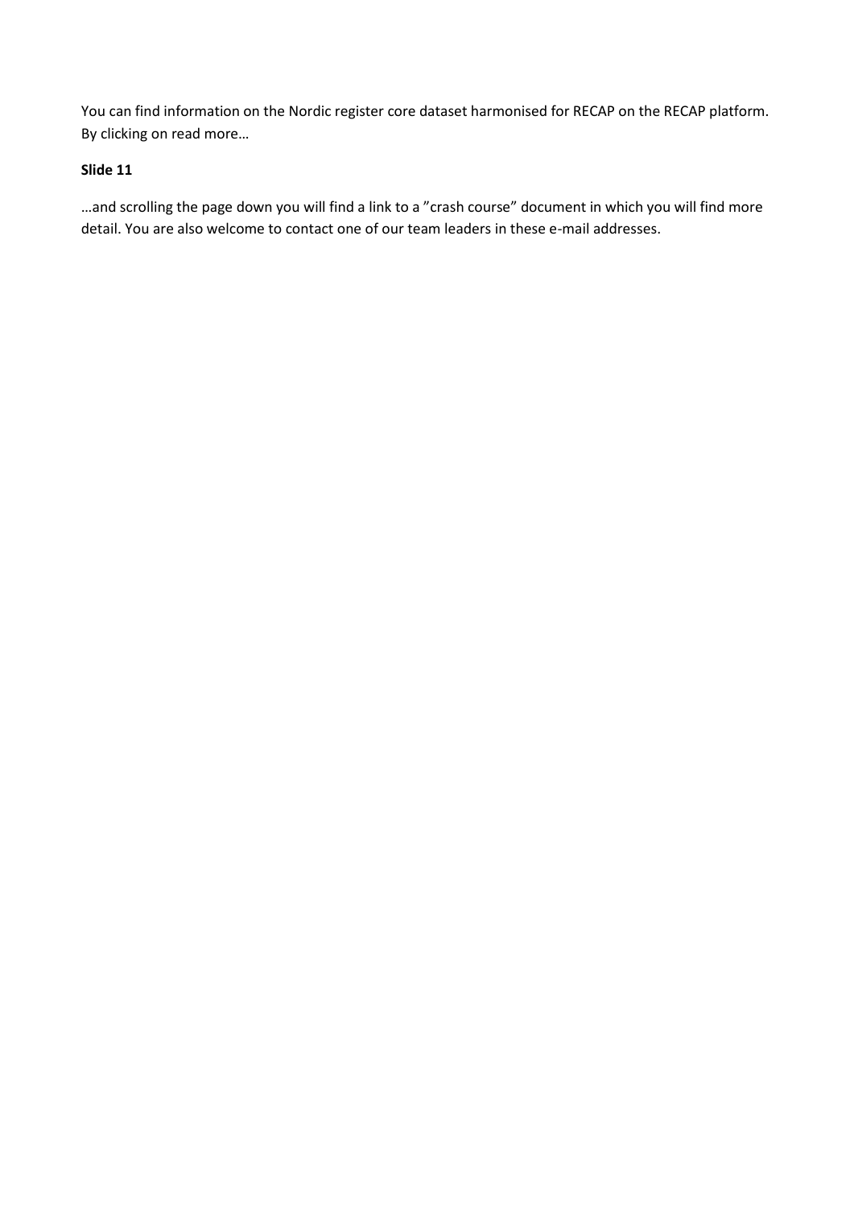You can find information on the Nordic register core dataset harmonised for RECAP on the RECAP platform. By clicking on read more…

**Slide 11**

…and scrolling the page down you will find a link to a ”crash course” document in which you will find more detail. You are also welcome to contact one of our team leaders in these e-mail addresses.